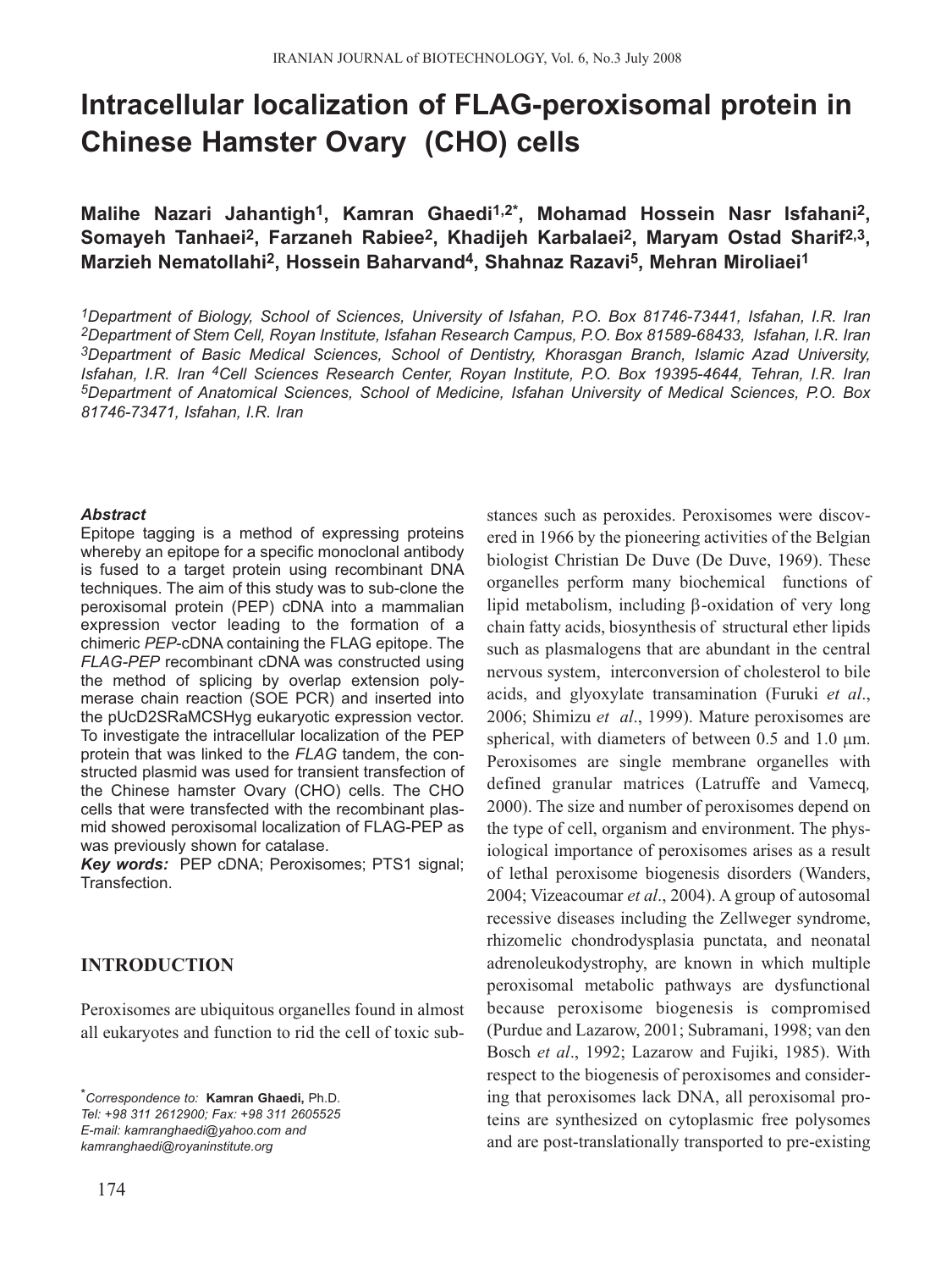# Intracellular localization of FLAG-peroxisomal protein in Chinese Hamster Ovary (CHO) cells

**Malihe Nazari Jahantigh[1], Kamran Ghaedi[1,2*], Mohamad Hossein Nasr Isfahani[2], Somayeh Tanhaei[2], Farzaneh Rabiee[2], Khadijeh Karbalaei[2], Maryam Ostad Sharif[2,3], Marzieh Nematollahi[2], Hossein Baharvand[4], Shahnaz Razavi[5], Mehran Miroliaei[1]**

*[1]Department of Biology, School of Sciences, University of Isfahan, P.O. Box 81746-73441, Isfahan, I.R. Iran*
*[2]Department of Stem Cell, Royan Institute, Isfahan Research Campus, P.O. Box 81589-68433, Isfahan, I.R. Iran*
*[3]Department of Basic Medical Sciences, School of Dentistry, Khorasgan Branch, Islamic Azad University, Isfahan, I.R. Iran [4]Cell Sciences Research Center, Royan Institute, P.O. Box 19395-4644, Tehran, I.R. Iran*
*[5]Department of Anatomical Sciences, School of Medicine, Isfahan University of Medical Sciences, P.O. Box 81746-73471, Isfahan, I.R. Iran*

***Abstract***

Epitope tagging is a method of expressing proteins whereby an epitope for a specific monoclonal antibody is fused to a target protein using recombinant DNA techniques. The aim of this study was to sub-clone the peroxisomal protein (PEP) cDNA into a mammalian expression vector leading to the formation of a chimeric *PEP*-cDNA containing the FLAG epitope. The *FLAG-PEP* recombinant cDNA was constructed using the method of splicing by overlap extension polymerase chain reaction (SOE PCR) and inserted into the pUcD2SRaMCSHyg eukaryotic expression vector. To investigate the intracellular localization of the PEP protein that was linked to the *FLAG* tandem, the constructed plasmid was used for transient transfection of the Chinese hamster Ovary (CHO) cells. The CHO cells that were transfected with the recombinant plasmid showed peroxisomal localization of FLAG-PEP as was previously shown for catalase.

***Key words:*** PEP cDNA; Peroxisomes; PTS1 signal; Transfection.

## INTRODUCTION

Peroxisomes are ubiquitous organelles found in almost all eukaryotes and function to rid the cell of toxic substances such as peroxides. Peroxisomes were discovered in 1966 by the pioneering activities of the Belgian biologist Christian De Duve (De Duve, 1969). These organelles perform many biochemical functions of lipid metabolism, including $\beta$-oxidation of very long chain fatty acids, biosynthesis of structural ether lipids such as plasmalogens that are abundant in the central nervous system, interconversion of cholesterol to bile acids, and glyoxylate transamination (Furuki *et al*., 2006; Shimizu *et al*., 1999). Mature peroxisomes are spherical, with diameters of between 0.5 and 1.0 µm. Peroxisomes are single membrane organelles with defined granular matrices (Latruffe and Vamecq, 2000). The size and number of peroxisomes depend on the type of cell, organism and environment. The physiological importance of peroxisomes arises as a result of lethal peroxisome biogenesis disorders (Wanders, 2004; Vizeacoumar *et al*., 2004). A group of autosomal recessive diseases including the Zellweger syndrome, rhizomelic chondrodysplasia punctata, and neonatal adrenoleukodystrophy, are known in which multiple peroxisomal metabolic pathways are dysfunctional because peroxisome biogenesis is compromised (Purdue and Lazarow, 2001; Subramani, 1998; van den Bosch *et al*., 1992; Lazarow and Fujiki, 1985). With respect to the biogenesis of peroxisomes and considering that peroxisomes lack DNA, all peroxisomal proteins are synthesized on cytoplasmic free polysomes and are post-translationally transported to pre-existing

---

[*]*Correspondence to:* **Kamran Ghaedi,** Ph.D.
*Tel: +98 311 2612900; Fax: +98 311 2605525*
*E-mail: kamranghaedi@yahoo.com and kamranghaedi@royaninstitute.org*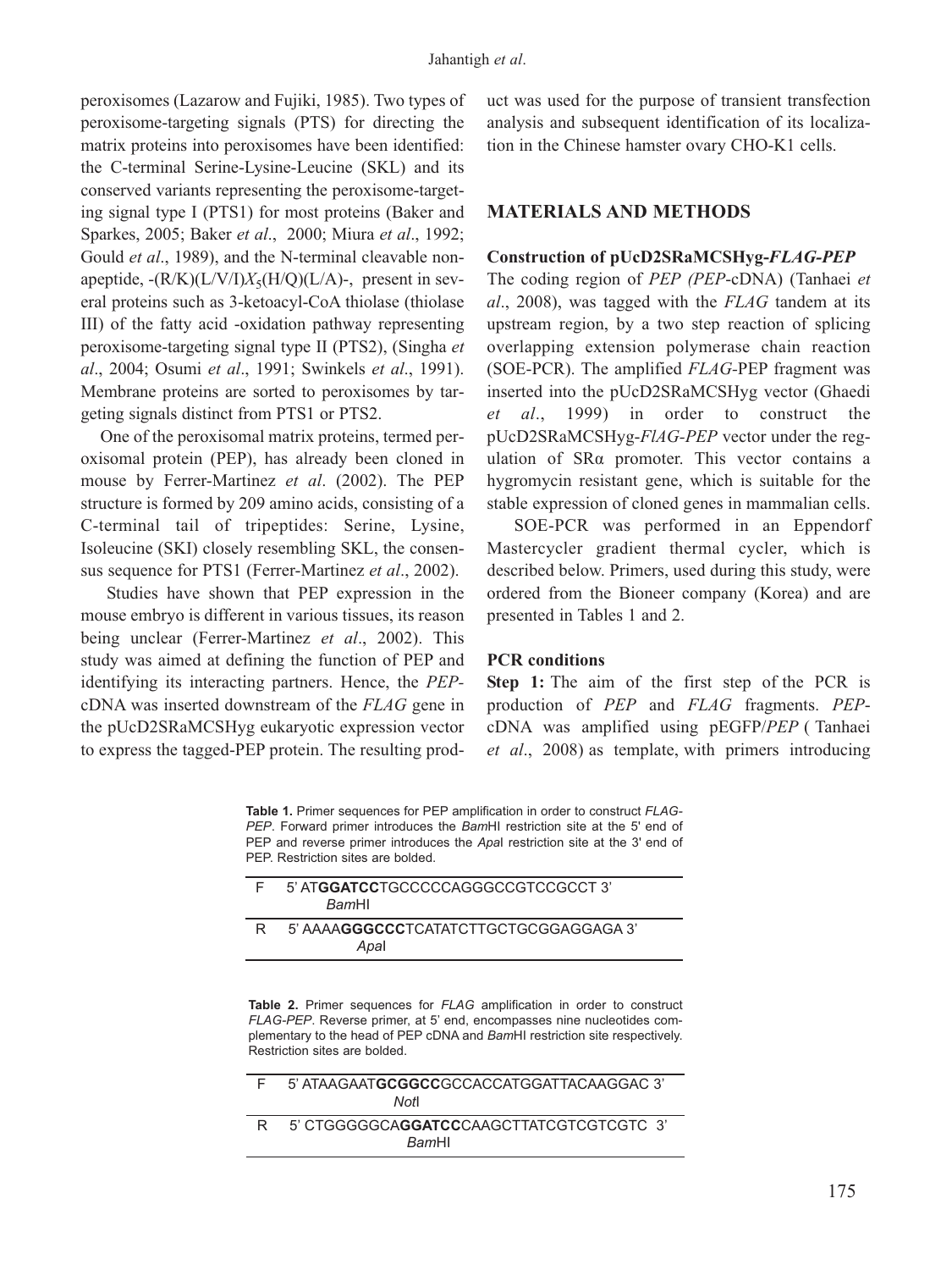peroxisomes (Lazarow and Fujiki, 1985). Two types of peroxisome-targeting signals (PTS) for directing the matrix proteins into peroxisomes have been identified: the C-terminal Serine-Lysine-Leucine (SKL) and its conserved variants representing the peroxisome-targeting signal type I (PTS1) for most proteins (Baker and Sparkes, 2005; Baker *et al*., 2000; Miura *et al*., 1992; Gould *et al*., 1989), and the N-terminal cleavable nonapeptide, -(R/K)(L/V/I)$X_5$(H/Q)(L/A)-, present in several proteins such as 3-ketoacyl-CoA thiolase (thiolase III) of the fatty acid -oxidation pathway representing peroxisome-targeting signal type II (PTS2), (Singha *et al*., 2004; Osumi *et al*., 1991; Swinkels *et al*., 1991). Membrane proteins are sorted to peroxisomes by targeting signals distinct from PTS1 or PTS2.

One of the peroxisomal matrix proteins, termed peroxisomal protein (PEP), has already been cloned in mouse by Ferrer-Martinez *et al*. (2002). The PEP structure is formed by 209 amino acids, consisting of a C-terminal tail of tripeptides: Serine, Lysine, Isoleucine (SKI) closely resembling SKL, the consensus sequence for PTS1 (Ferrer-Martinez *et al*., 2002).

Studies have shown that PEP expression in the mouse embryo is different in various tissues, its reason being unclear (Ferrer-Martinez *et al*., 2002). This study was aimed at defining the function of PEP and identifying its interacting partners. Hence, the *PEP*-cDNA was inserted downstream of the *FLAG* gene in the pUcD2SRaMCSHyg eukaryotic expression vector to express the tagged-PEP protein. The resulting product was used for the purpose of transient transfection analysis and subsequent identification of its localization in the Chinese hamster ovary CHO-K1 cells.

## MATERIALS AND METHODS

### Construction of pUcD2SRaMCSHyg-*FLAG-PEP*

The coding region of *PEP (PEP*-cDNA) (Tanhaei *et al*., 2008), was tagged with the *FLAG* tandem at its upstream region, by a two step reaction of splicing overlapping extension polymerase chain reaction (SOE-PCR). The amplified *FLAG*-PEP fragment was inserted into the pUcD2SRaMCSHyg vector (Ghaedi *et al*., 1999) in order to construct the pUcD2SRaMCSHyg-*FlAG-PEP* vector under the regulation of SRα promoter. This vector contains a hygromycin resistant gene, which is suitable for the stable expression of cloned genes in mammalian cells.

SOE-PCR was performed in an Eppendorf Mastercycler gradient thermal cycler, which is described below. Primers, used during this study, were ordered from the Bioneer company (Korea) and are presented in Tables 1 and 2.

### PCR conditions

**Step 1:** The aim of the first step of the PCR is production of *PEP* and *FLAG* fragments. *PEP*-cDNA was amplified using pEGFP/*PEP* ( Tanhaei *et al*., 2008) as template, with primers introducing

**Table 1.** Primer sequences for PEP amplification in order to construct *FLAG-PEP*. Forward primer introduces the *Bam*HI restriction site at the 5' end of PEP and reverse primer introduces the *Apa*I restriction site at the 3' end of PEP. Restriction sites are bolded.

| | |
|---|---|
| F | 5' AT**GGATCC**TGCCCCCAGGGCCGTCCGCCT 3' (*Bam*HI) |
| R | 5' AAAA**GGGCCC**TCATATCTTGCTGCGGAGGAGA 3' (*Apa*I) |

**Table 2.** Primer sequences for *FLAG* amplification in order to construct *FLAG-PEP*. Reverse primer, at 5' end, encompasses nine nucleotides complementary to the head of PEP cDNA and *Bam*HI restriction site respectively. Restriction sites are bolded.

| | |
|---|---|
| F | 5' ATAAGAAT**GCGGCC**GCCACCATGGATTACAAGGAC 3' (*Not*I) |
| R | 5' CTGGGGGCA**GGATCC**CAAGCTTATCGTCGTCGTC 3' (*Bam*HI) |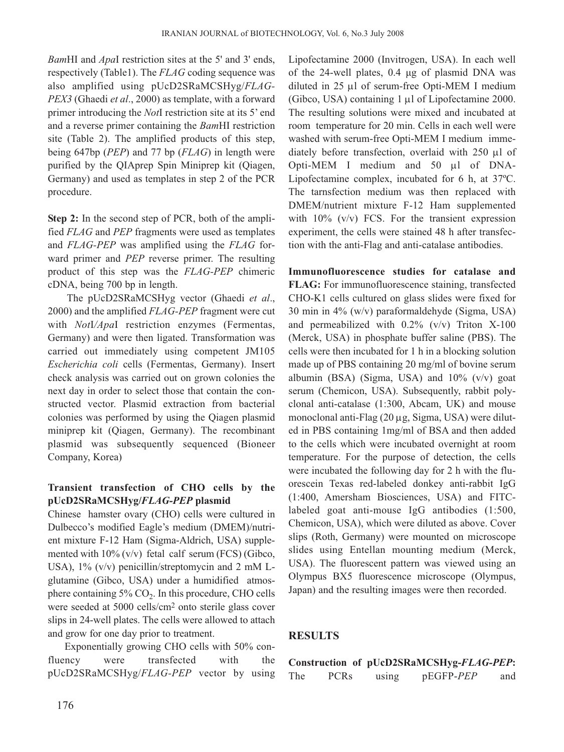*Bam*HI and *Apa*I restriction sites at the 5' and 3' ends, respectively (Table1). The *FLAG* coding sequence was also amplified using pUcD2SRaMCSHyg/*FLAG-PEX3* (Ghaedi *et al*., 2000) as template, with a forward primer introducing the *Not*I restriction site at its 5' end and a reverse primer containing the *Bam*HI restriction site (Table 2). The amplified products of this step, being 647bp (*PEP*) and 77 bp (*FLAG*) in length were purified by the QIAprep Spin Miniprep kit (Qiagen, Germany) and used as templates in step 2 of the PCR procedure.

**Step 2:** In the second step of PCR, both of the amplified *FLAG* and *PEP* fragments were used as templates and *FLAG-PEP* was amplified using the *FLAG* forward primer and *PEP* reverse primer. The resulting product of this step was the *FLAG-PEP* chimeric cDNA, being 700 bp in length.

The pUcD2SRaMCSHyg vector (Ghaedi *et al*., 2000) and the amplified *FLAG-PEP* fragment were cut with *Not*I/*Apa*I restriction enzymes (Fermentas, Germany) and were then ligated. Transformation was carried out immediately using competent JM105 *Escherichia coli* cells (Fermentas, Germany). Insert check analysis was carried out on grown colonies the next day in order to select those that contain the constructed vector. Plasmid extraction from bacterial colonies was performed by using the Qiagen plasmid miniprep kit (Qiagen, Germany). The recombinant plasmid was subsequently sequenced (Bioneer Company, Korea)

**Transient transfection of CHO cells by the pUcD2SRaMCSHyg/*FLAG-PEP* plasmid**

Chinese hamster ovary (CHO) cells were cultured in Dulbecco's modified Eagle's medium (DMEM)/nutrient mixture F-12 Ham (Sigma-Aldrich, USA) supplemented with 10% (v/v) fetal calf serum (FCS) (Gibco, USA), 1% (v/v) penicillin/streptomycin and 2 mM L-glutamine (Gibco, USA) under a humidified atmosphere containing 5% $CO_2$. In this procedure, CHO cells were seeded at 5000 cells/cm$^2$ onto sterile glass cover slips in 24-well plates. The cells were allowed to attach and grow for one day prior to treatment.

Exponentially growing CHO cells with 50% confluency were transfected with the pUcD2SRaMCSHyg/*FLAG-PEP* vector by using Lipofectamine 2000 (Invitrogen, USA). In each well of the 24-well plates, 0.4 μg of plasmid DNA was diluted in 25 μl of serum-free Opti-MEM I medium (Gibco, USA) containing 1 μl of Lipofectamine 2000. The resulting solutions were mixed and incubated at room temperature for 20 min. Cells in each well were washed with serum-free Opti-MEM I medium immediately before transfection, overlaid with 250 μl of Opti-MEM I medium and 50 μl of DNA-Lipofectamine complex, incubated for 6 h, at 37ºC. The tarnsfection medium was then replaced with DMEM/nutrient mixture F-12 Ham supplemented with 10% (v/v) FCS. For the transient expression experiment, the cells were stained 48 h after transfection with the anti-Flag and anti-catalase antibodies.

**Immunofluorescence studies for catalase and FLAG:** For immunofluorescence staining, transfected CHO-K1 cells cultured on glass slides were fixed for 30 min in 4% (w/v) paraformaldehyde (Sigma, USA) and permeabilized with 0.2% (v/v) Triton X-100 (Merck, USA) in phosphate buffer saline (PBS). The cells were then incubated for 1 h in a blocking solution made up of PBS containing 20 mg/ml of bovine serum albumin (BSA) (Sigma, USA) and 10% (v/v) goat serum (Chemicon, USA). Subsequently, rabbit polyclonal anti-catalase (1:300, Abcam, UK) and mouse monoclonal anti-Flag (20 μg, Sigma, USA) were diluted in PBS containing 1mg/ml of BSA and then added to the cells which were incubated overnight at room temperature. For the purpose of detection, the cells were incubated the following day for 2 h with the fluorescein Texas red-labeled donkey anti-rabbit IgG (1:400, Amersham Biosciences, USA) and FITC-labeled goat anti-mouse IgG antibodies (1:500, Chemicon, USA), which were diluted as above. Cover slips (Roth, Germany) were mounted on microscope slides using Entellan mounting medium (Merck, USA). The fluorescent pattern was viewed using an Olympus BX5 fluorescence microscope (Olympus, Japan) and the resulting images were then recorded.

## RESULTS

**Construction of pUcD2SRaMCSHyg-*FLAG-PEP*:** The PCRs using pEGFP-*PEP* and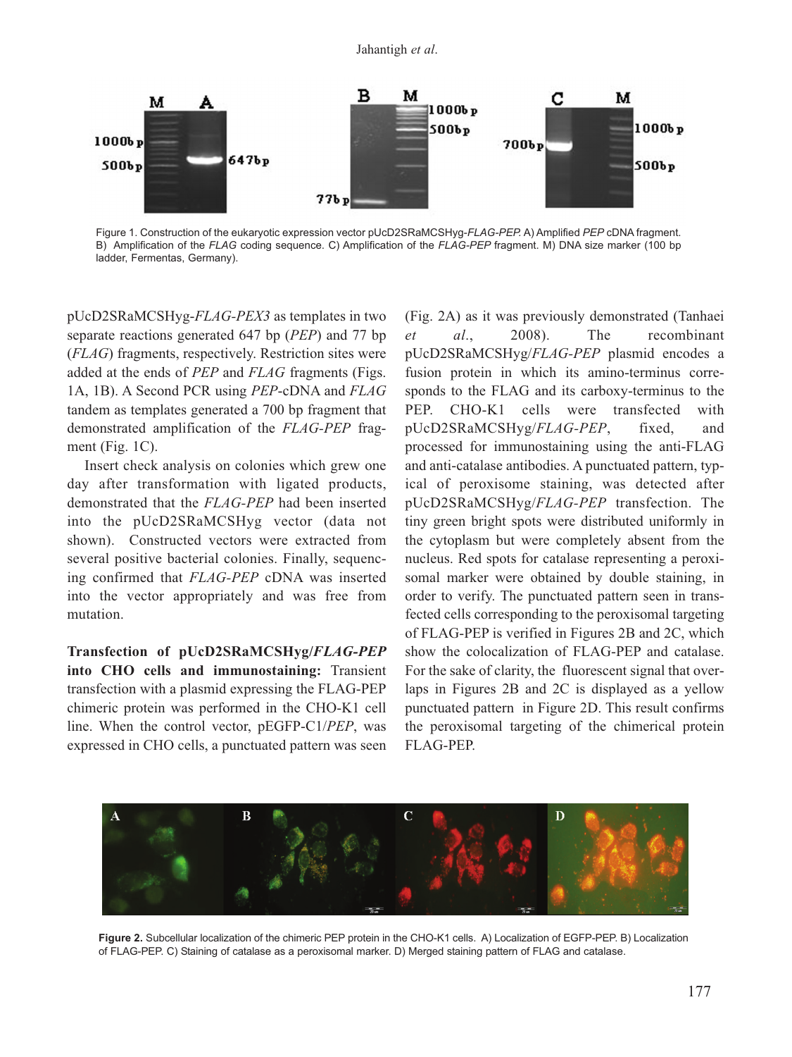Figure 1. Construction of the eukaryotic expression vector pUcD2SRaMCSHyg-*FLAG-PEP.* A) Amplified *PEP* cDNA fragment. B) Amplification of the *FLAG* coding sequence. C) Amplification of the *FLAG-PEP* fragment. M) DNA size marker (100 bp ladder, Fermentas, Germany).

pUcD2SRaMCSHyg-*FLAG-PEX3* as templates in two separate reactions generated 647 bp (*PEP*) and 77 bp (*FLAG*) fragments, respectively. Restriction sites were added at the ends of *PEP* and *FLAG* fragments (Figs. 1A, 1B). A Second PCR using *PEP*-cDNA and *FLAG* tandem as templates generated a 700 bp fragment that demonstrated amplification of the *FLAG-PEP* fragment (Fig. 1C).

Insert check analysis on colonies which grew one day after transformation with ligated products, demonstrated that the *FLAG-PEP* had been inserted into the pUcD2SRaMCSHyg vector (data not shown). Constructed vectors were extracted from several positive bacterial colonies. Finally, sequencing confirmed that *FLAG-PEP* cDNA was inserted into the vector appropriately and was free from mutation.

**Transfection of pUcD2SRaMCSHyg/*FLAG-PEP* into CHO cells and immunostaining:** Transient transfection with a plasmid expressing the FLAG-PEP chimeric protein was performed in the CHO-K1 cell line. When the control vector, pEGFP-C1/*PEP*, was expressed in CHO cells, a punctuated pattern was seen (Fig. 2A) as it was previously demonstrated (Tanhaei *et al.*, 2008). The recombinant pUcD2SRaMCSHyg/*FLAG-PEP* plasmid encodes a fusion protein in which its amino-terminus corresponds to the FLAG and its carboxy-terminus to the PEP. CHO-K1 cells were transfected with pUcD2SRaMCSHyg/*FLAG-PEP*, fixed, and processed for immunostaining using the anti-FLAG and anti-catalase antibodies. A punctuated pattern, typical of peroxisome staining, was detected after pUcD2SRaMCSHyg/*FLAG-PEP* transfection. The tiny green bright spots were distributed uniformly in the cytoplasm but were completely absent from the nucleus. Red spots for catalase representing a peroxisomal marker were obtained by double staining, in order to verify. The punctuated pattern seen in transfected cells corresponding to the peroxisomal targeting of FLAG-PEP is verified in Figures 2B and 2C, which show the colocalization of FLAG-PEP and catalase. For the sake of clarity, the fluorescent signal that overlaps in Figures 2B and 2C is displayed as a yellow punctuated pattern in Figure 2D. This result confirms the peroxisomal targeting of the chimerical protein FLAG-PEP.

**Figure 2.** Subcellular localization of the chimeric PEP protein in the CHO-K1 cells. A) Localization of EGFP-PEP. B) Localization of FLAG-PEP. C) Staining of catalase as a peroxisomal marker. D) Merged staining pattern of FLAG and catalase.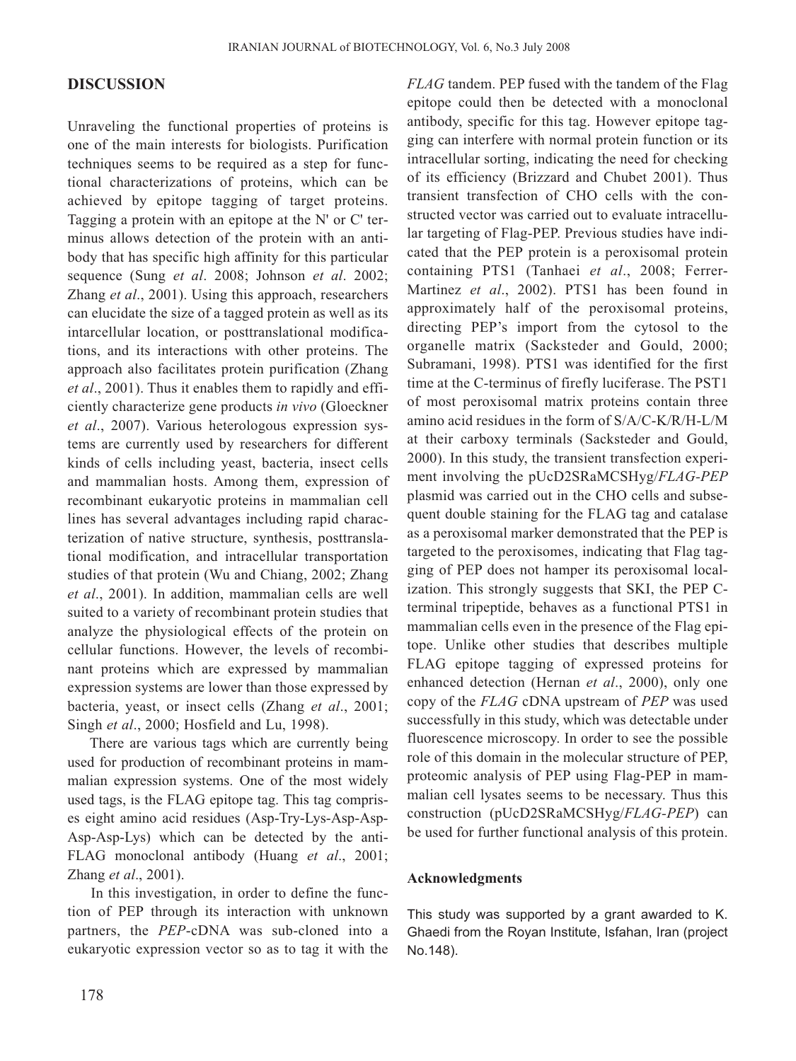## DISCUSSION

Unraveling the functional properties of proteins is one of the main interests for biologists. Purification techniques seems to be required as a step for functional characterizations of proteins, which can be achieved by epitope tagging of target proteins. Tagging a protein with an epitope at the N' or C' terminus allows detection of the protein with an antibody that has specific high affinity for this particular sequence (Sung *et al*. 2008; Johnson *et al*. 2002; Zhang *et al*., 2001). Using this approach, researchers can elucidate the size of a tagged protein as well as its intercellular location, or posttranslational modifications, and its interactions with other proteins. The approach also facilitates protein purification (Zhang *et al*., 2001). Thus it enables them to rapidly and efficiently characterize gene products *in vivo* (Gloeckner *et al*., 2007). Various heterologous expression systems are currently used by researchers for different kinds of cells including yeast, bacteria, insect cells and mammalian hosts. Among them, expression of recombinant eukaryotic proteins in mammalian cell lines has several advantages including rapid characterization of native structure, synthesis, posttranslational modification, and intracellular transportation studies of that protein (Wu and Chiang, 2002; Zhang *et al*., 2001). In addition, mammalian cells are well suited to a variety of recombinant protein studies that analyze the physiological effects of the protein on cellular functions. However, the levels of recombinant proteins which are expressed by mammalian expression systems are lower than those expressed by bacteria, yeast, or insect cells (Zhang *et al*., 2001; Singh *et al*., 2000; Hosfield and Lu, 1998).

There are various tags which are currently being used for production of recombinant proteins in mammalian expression systems. One of the most widely used tags, is the FLAG epitope tag. This tag comprises eight amino acid residues (Asp-Try-Lys-Asp-Asp-Asp-Asp-Lys) which can be detected by the anti-FLAG monoclonal antibody (Huang *et al*., 2001; Zhang *et al*., 2001).

In this investigation, in order to define the function of PEP through its interaction with unknown partners, the *PEP*-cDNA was sub-cloned into a eukaryotic expression vector so as to tag it with the *FLAG* tandem. PEP fused with the tandem of the Flag epitope could then be detected with a monoclonal antibody, specific for this tag. However epitope tagging can interfere with normal protein function or its intracellular sorting, indicating the need for checking of its efficiency (Brizzard and Chubet 2001). Thus transient transfection of CHO cells with the constructed vector was carried out to evaluate intracellular targeting of Flag-PEP. Previous studies have indicated that the PEP protein is a peroxisomal protein containing PTS1 (Tanhaei *et al*., 2008; Ferrer-Martinez *et al*., 2002). PTS1 has been found in approximately half of the peroxisomal proteins, directing PEP's import from the cytosol to the organelle matrix (Sacksteder and Gould, 2000; Subramani, 1998). PTS1 was identified for the first time at the C-terminus of firefly luciferase. The PST1 of most peroxisomal matrix proteins contain three amino acid residues in the form of S/A/C-K/R/H-L/M at their carboxy terminals (Sacksteder and Gould, 2000). In this study, the transient transfection experiment involving the pUcD2SRaMCSHyg/*FLAG-PEP* plasmid was carried out in the CHO cells and subsequent double staining for the FLAG tag and catalase as a peroxisomal marker demonstrated that the PEP is targeted to the peroxisomes, indicating that Flag tagging of PEP does not hamper its peroxisomal localization. This strongly suggests that SKI, the PEP C-terminal tripeptide, behaves as a functional PTS1 in mammalian cells even in the presence of the Flag epitope. Unlike other studies that describes multiple FLAG epitope tagging of expressed proteins for enhanced detection (Hernan *et al*., 2000), only one copy of the *FLAG* cDNA upstream of *PEP* was used successfully in this study, which was detectable under fluorescence microscopy. In order to see the possible role of this domain in the molecular structure of PEP, proteomic analysis of PEP using Flag-PEP in mammalian cell lysates seems to be necessary. Thus this construction (pUcD2SRaMCSHyg/*FLAG-PEP*) can be used for further functional analysis of this protein.

### Acknowledgments

This study was supported by a grant awarded to K. Ghaedi from the Royan Institute, Isfahan, Iran (project No.148).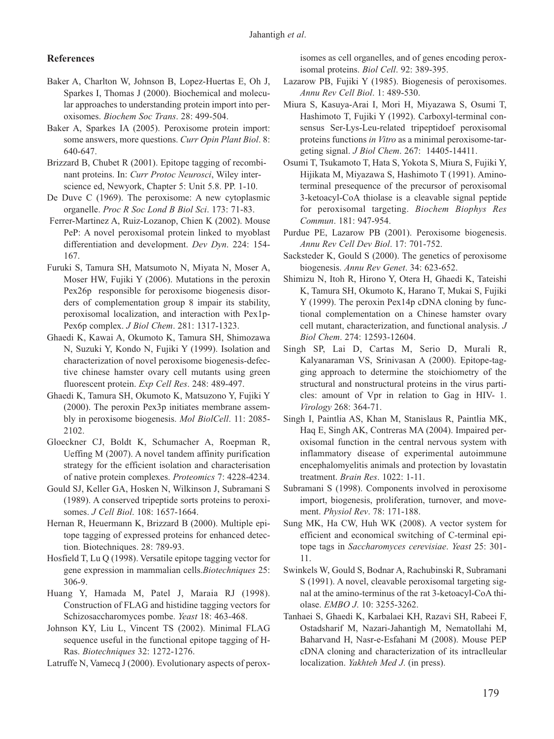## References

Baker A, Charlton W, Johnson B, Lopez-Huertas E, Oh J, Sparkes I, Thomas J (2000). Biochemical and molecular approaches to understanding protein import into peroxisomes. *Biochem Soc Trans*. 28: 499-504.

Baker A, Sparkes IA (2005). Peroxisome protein import: some answers, more questions. *Curr Opin Plant Biol*. 8: 640-647.

Brizzard B, Chubet R (2001). Epitope tagging of recombinant proteins. In: *Curr Protoc Neurosci*, Wiley interscience ed, Newyork, Chapter 5: Unit 5.8. PP. 1-10.

De Duve C (1969). The peroxisome: A new cytoplasmic organelle. *Proc R Soc Lond B Biol Sci*. 173: 71-83.

Ferrer-Martinez A, Ruiz-Lozanop, Chien K (2002). Mouse PeP: A novel peroxisomal protein linked to myoblast differentiation and development. *Dev Dyn*. 224: 154-167.

Furuki S, Tamura SH, Matsumoto N, Miyata N, Moser A, Moser HW, Fujiki Y (2006). Mutations in the peroxin Pex26p responsible for peroxisome biogenesis disorders of complementation group 8 impair its stability, peroxisomal localization, and interaction with Pex1p-Pex6p complex. *J Biol Chem*. 281: 1317-1323.

Ghaedi K, Kawai A, Okumoto K, Tamura SH, Shimozawa N, Suzuki Y, Kondo N, Fujiki Y (1999). Isolation and characterization of novel peroxisome biogenesis-defective chinese hamster ovary cell mutants using green fluorescent protein. *Exp Cell Res*. 248: 489-497.

Ghaedi K, Tamura SH, Okumoto K, Matsuzono Y, Fujiki Y (2000). The peroxin Pex3p initiates membrane assembly in peroxisome biogenesis. *Mol BiolCell*. 11: 2085-2102.

Gloeckner CJ, Boldt K, Schumacher A, Roepman R, Ueffing M (2007). A novel tandem affinity purification strategy for the efficient isolation and characterisation of native protein complexes. *Proteomics* 7: 4228-4234.

Gould SJ, Keller GA, Hosken N, Wilkinson J, Subramani S (1989). A conserved tripeptide sorts proteins to peroxisomes. *J Cell Biol*. 108: 1657-1664.

Hernan R, Heuermann K, Brizzard B (2000). Multiple epitope tagging of expressed proteins for enhanced detection. Biotechniques. 28: 789-93.

Hosfield T, Lu Q (1998). Versatile epitope tagging vector for gene expression in mammalian cells.*Biotechniques* 25: 306-9.

Huang Y, Hamada M, Patel J, Maraia RJ (1998). Construction of FLAG and histidine tagging vectors for Schizosaccharomyces pombe. *Yeast* 18: 463-468.

Johnson KY, Liu L, Vincent TS (2002). Minimal FLAG sequence useful in the functional epitope tagging of H-Ras. *Biotechniques* 32: 1272-1276.

Latruffe N, Vamecq J (2000). Evolutionary aspects of peroxisomes as cell organelles, and of genes encoding peroxisomal proteins. *Biol Cell*. 92: 389-395.

Lazarow PB, Fujiki Y (1985). Biogenesis of peroxisomes. *Annu Rev Cell Biol*. 1: 489-530.

Miura S, Kasuya-Arai I, Mori H, Miyazawa S, Osumi T, Hashimoto T, Fujiki Y (1992). Carboxyl-terminal consensus Ser-Lys-Leu-related tripeptidoef peroxisomal proteins functions *in Vitro* as a minimal peroxisome-targeting signal. *J Biol Chem*. 267: 14405-14411.

Osumi T, Tsukamoto T, Hata S, Yokota S, Miura S, Fujiki Y, Hijikata M, Miyazawa S, Hashimoto T (1991). Amino-terminal presequence of the precursor of peroxisomal 3-ketoacyl-CoA thiolase is a cleavable signal peptide for peroxisomal targeting. *Biochem Biophys Res Commun*. 181: 947-954.

Purdue PE, Lazarow PB (2001). Peroxisome biogenesis. *Annu Rev Cell Dev Biol*. 17: 701-752.

Sacksteder K, Gould S (2000). The genetics of peroxisome biogenesis. *Annu Rev Genet*. 34: 623-652.

Shimizu N, Itoh R, Hirono Y, Otera H, Ghaedi K, Tateishi K, Tamura SH, Okumoto K, Harano T, Mukai S, Fujiki Y (1999). The peroxin Pex14p cDNA cloning by functional complementation on a Chinese hamster ovary cell mutant, characterization, and functional analysis. *J Biol Chem*. 274: 12593-12604.

Singh SP, Lai D, Cartas M, Serio D, Murali R, Kalyanaraman VS, Srinivasan A (2000). Epitope-tagging approach to determine the stoichiometry of the structural and nonstructural proteins in the virus particles: amount of Vpr in relation to Gag in HIV- 1. *Virology* 268: 364-71.

Singh I, Paintlia AS, Khan M, Stanislaus R, Paintlia MK, Haq E, Singh AK, Contreras MA (2004). Impaired peroxisomal function in the central nervous system with inflammatory disease of experimental autoimmune encephalomyelitis animals and protection by lovastatin treatment. *Brain Res*. 1022: 1-11.

Subramani S (1998). Components involved in peroxisome import, biogenesis, proliferation, turnover, and movement. *Physiol Rev*. 78: 171-188.

Sung MK, Ha CW, Huh WK (2008). A vector system for efficient and economical switching of C-terminal epitope tags in *Saccharomyces cerevisiae*. *Yeast* 25: 301-11.

Swinkels W, Gould S, Bodnar A, Rachubinski R, Subramani S (1991). A novel, cleavable peroxisomal targeting signal at the amino-terminus of the rat 3-ketoacyl-CoA thiolase. *EMBO J*. 10: 3255-3262.

Tanhaei S, Ghaedi K, Karbalaei KH, Razavi SH, Rabeei F, Ostadsharif M, Nazari-Jahantigh M, Nematollahi M, Baharvand H, Nasr-e-Esfahani M (2008). Mouse PEP cDNA cloning and characterization of its intraclleular localization. *Yakhteh Med J*. (in press).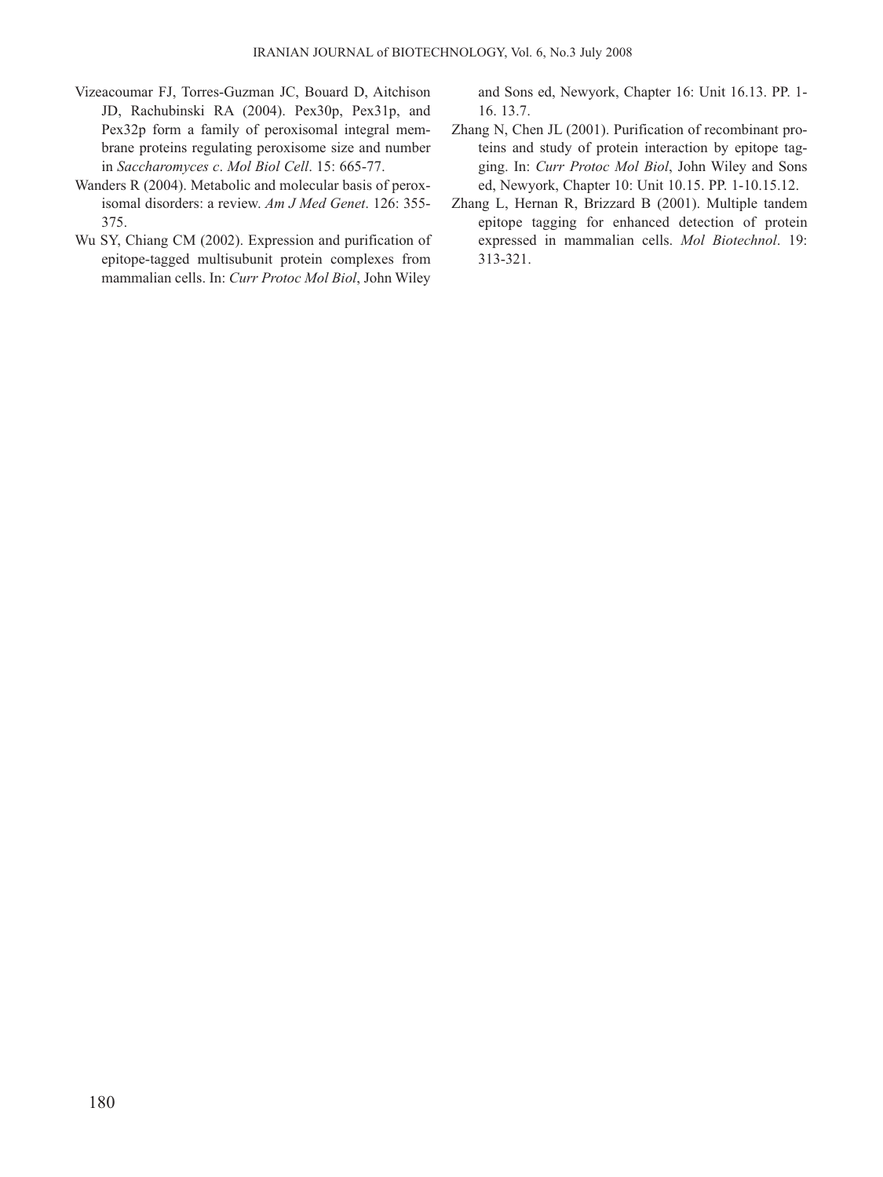Vizeacoumar FJ, Torres-Guzman JC, Bouard D, Aitchison JD, Rachubinski RA (2004). Pex30p, Pex31p, and Pex32p form a family of peroxisomal integral membrane proteins regulating peroxisome size and number in *Saccharomyces c*. *Mol Biol Cell*. 15: 665-77.

Wanders R (2004). Metabolic and molecular basis of peroxisomal disorders: a review. *Am J Med Genet*. 126: 355-375.

Wu SY, Chiang CM (2002). Expression and purification of epitope-tagged multisubunit protein complexes from mammalian cells. In: *Curr Protoc Mol Biol*, John Wiley and Sons ed, Newyork, Chapter 16: Unit 16.13. PP. 1-16. 13.7.

Zhang N, Chen JL (2001). Purification of recombinant proteins and study of protein interaction by epitope tagging. In: *Curr Protoc Mol Biol*, John Wiley and Sons ed, Newyork, Chapter 10: Unit 10.15. PP. 1-10.15.12.

Zhang L, Hernan R, Brizzard B (2001). Multiple tandem epitope tagging for enhanced detection of protein expressed in mammalian cells. *Mol Biotechnol*. 19: 313-321.